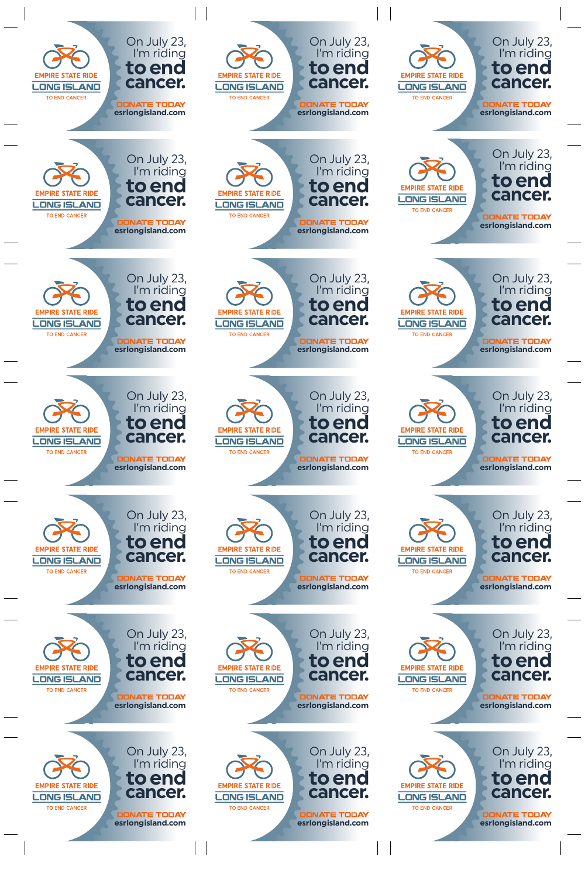EMPIRE STATE RIDE
LONG ISLAND
TO END CANCER

On July 23,
I'm riding
**to end cancer.**

**DONATE TODAY**
**esrlongisland.com**

---

EMPIRE STATE RIDE
LONG ISLAND
TO END CANCER

On July 23,
I'm riding
**to end cancer.**

**DONATE TODAY**
**esrlongisland.com**

---

EMPIRE STATE RIDE
LONG ISLAND
TO END CANCER

On July 23,
I'm riding
**to end cancer.**

**DONATE TODAY**
**esrlongisland.com**

---

EMPIRE STATE RIDE
LONG ISLAND
TO END CANCER

On July 23,
I'm riding
**to end cancer.**

**DONATE TODAY**
**esrlongisland.com**

---

EMPIRE STATE RIDE
LONG ISLAND
TO END CANCER

On July 23,
I'm riding
**to end cancer.**

**DONATE TODAY**
**esrlongisland.com**

---

EMPIRE STATE RIDE
LONG ISLAND
TO END CANCER

On July 23,
I'm riding
**to end cancer.**

**DONATE TODAY**
**esrlongisland.com**

---

EMPIRE STATE RIDE
LONG ISLAND
TO END CANCER

On July 23,
I'm riding
**to end cancer.**

**DONATE TODAY**
**esrlongisland.com**

---

EMPIRE STATE RIDE
LONG ISLAND
TO END CANCER

On July 23,
I'm riding
**to end cancer.**

**DONATE TODAY**
**esrlongisland.com**

---

EMPIRE STATE RIDE
LONG ISLAND
TO END CANCER

On July 23,
I'm riding
**to end cancer.**

**DONATE TODAY**
**esrlongisland.com**

---

EMPIRE STATE RIDE
LONG ISLAND
TO END CANCER

On July 23,
I'm riding
**to end cancer.**

**DONATE TODAY**
**esrlongisland.com**

---

EMPIRE STATE RIDE
LONG ISLAND
TO END CANCER

On July 23,
I'm riding
**to end cancer.**

**DONATE TODAY**
**esrlongisland.com**

---

EMPIRE STATE RIDE
LONG ISLAND
TO END CANCER

On July 23,
I'm riding
**to end cancer.**

**DONATE TODAY**
**esrlongisland.com**

---

EMPIRE STATE RIDE
LONG ISLAND
TO END CANCER

On July 23,
I'm riding
**to end cancer.**

**DONATE TODAY**
**esrlongisland.com**

---

EMPIRE STATE RIDE
LONG ISLAND
TO END CANCER

On July 23,
I'm riding
**to end cancer.**

**DONATE TODAY**
**esrlongisland.com**

---

EMPIRE STATE RIDE
LONG ISLAND
TO END CANCER

On July 23,
I'm riding
**to end cancer.**

**DONATE TODAY**
**esrlongisland.com**

---

EMPIRE STATE RIDE
LONG ISLAND
TO END CANCER

On July 23,
I'm riding
**to end cancer.**

**DONATE TODAY**
**esrlongisland.com**

---

EMPIRE STATE RIDE
LONG ISLAND
TO END CANCER

On July 23,
I'm riding
**to end cancer.**

**DONATE TODAY**
**esrlongisland.com**

---

EMPIRE STATE RIDE
LONG ISLAND
TO END CANCER

On July 23,
I'm riding
**to end cancer.**

**DONATE TODAY**
**esrlongisland.com**

---

EMPIRE STATE RIDE
LONG ISLAND
TO END CANCER

On July 23,
I'm riding
**to end cancer.**

**DONATE TODAY**
**esrlongisland.com**

---

EMPIRE STATE RIDE
LONG ISLAND
TO END CANCER

On July 23,
I'm riding
**to end cancer.**

**DONATE TODAY**
**esrlongisland.com**

---

EMPIRE STATE RIDE
LONG ISLAND
TO END CANCER

On July 23,
I'm riding
**to end cancer.**

**DONATE TODAY**
**esrlongisland.com**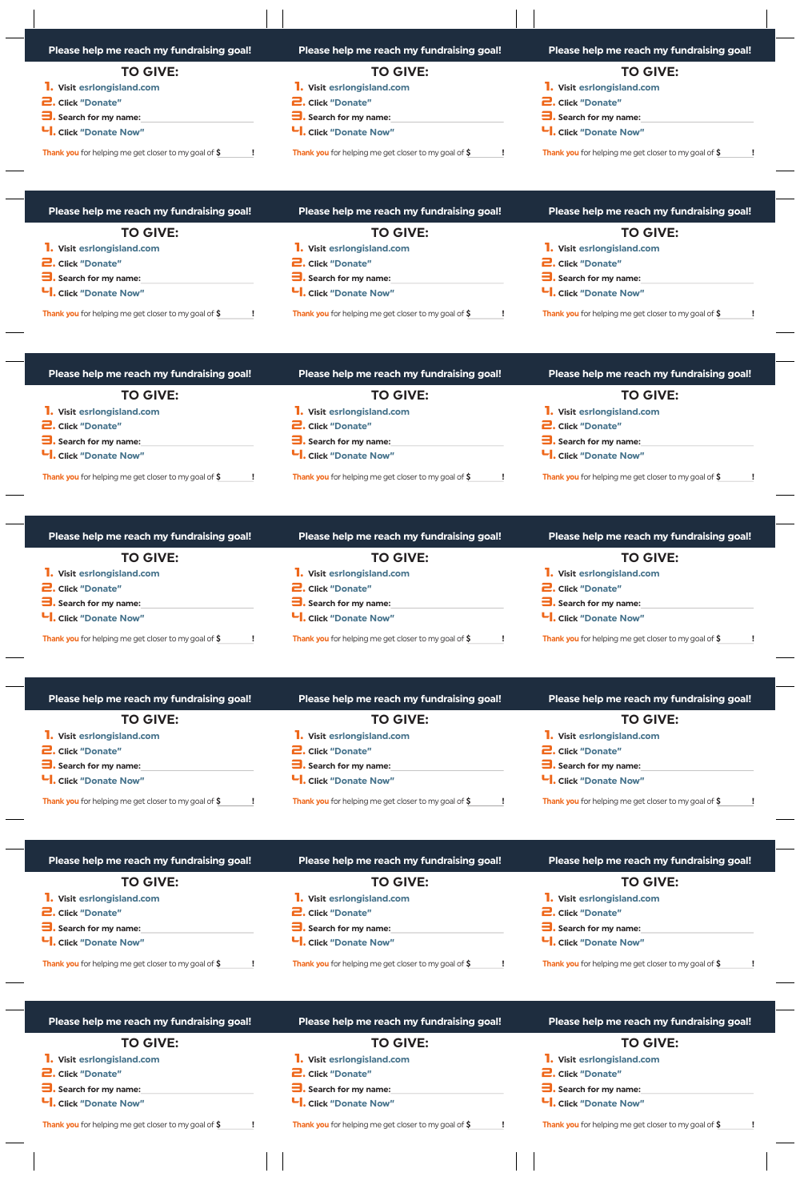Please help me reach my fundraising goal!

**TO GIVE:**

1. Visit esrlongisland.com
2. Click "Donate"
3. Search for my name: ____________
4. Click "Donate Now"

Thank you for helping me get closer to my goal of $________!

Please help me reach my fundraising goal!

**TO GIVE:**

1. Visit esrlongisland.com
2. Click "Donate"
3. Search for my name: ____________
4. Click "Donate Now"

Thank you for helping me get closer to my goal of $________!

Please help me reach my fundraising goal!

**TO GIVE:**

1. Visit esrlongisland.com
2. Click "Donate"
3. Search for my name: ____________
4. Click "Donate Now"

Thank you for helping me get closer to my goal of $________!

Please help me reach my fundraising goal!

**TO GIVE:**

1. Visit esrlongisland.com
2. Click "Donate"
3. Search for my name: ____________
4. Click "Donate Now"

Thank you for helping me get closer to my goal of $________!

Please help me reach my fundraising goal!

**TO GIVE:**

1. Visit esrlongisland.com
2. Click "Donate"
3. Search for my name: ____________
4. Click "Donate Now"

Thank you for helping me get closer to my goal of $________!

Please help me reach my fundraising goal!

**TO GIVE:**

1. Visit esrlongisland.com
2. Click "Donate"
3. Search for my name: ____________
4. Click "Donate Now"

Thank you for helping me get closer to my goal of $________!

Please help me reach my fundraising goal!

**TO GIVE:**

1. Visit esrlongisland.com
2. Click "Donate"
3. Search for my name: ____________
4. Click "Donate Now"

Thank you for helping me get closer to my goal of $________!

Please help me reach my fundraising goal!

**TO GIVE:**

1. Visit esrlongisland.com
2. Click "Donate"
3. Search for my name: ____________
4. Click "Donate Now"

Thank you for helping me get closer to my goal of $________!

Please help me reach my fundraising goal!

**TO GIVE:**

1. Visit esrlongisland.com
2. Click "Donate"
3. Search for my name: ____________
4. Click "Donate Now"

Thank you for helping me get closer to my goal of $________!

Please help me reach my fundraising goal!

**TO GIVE:**

1. Visit esrlongisland.com
2. Click "Donate"
3. Search for my name: ____________
4. Click "Donate Now"

Thank you for helping me get closer to my goal of $________!

Please help me reach my fundraising goal!

**TO GIVE:**

1. Visit esrlongisland.com
2. Click "Donate"
3. Search for my name: ____________
4. Click "Donate Now"

Thank you for helping me get closer to my goal of $________!

Please help me reach my fundraising goal!

**TO GIVE:**

1. Visit esrlongisland.com
2. Click "Donate"
3. Search for my name: ____________
4. Click "Donate Now"

Thank you for helping me get closer to my goal of $________!

Please help me reach my fundraising goal!

**TO GIVE:**

1. Visit esrlongisland.com
2. Click "Donate"
3. Search for my name: ____________
4. Click "Donate Now"

Thank you for helping me get closer to my goal of $________!

Please help me reach my fundraising goal!

**TO GIVE:**

1. Visit esrlongisland.com
2. Click "Donate"
3. Search for my name: ____________
4. Click "Donate Now"

Thank you for helping me get closer to my goal of $________!

Please help me reach my fundraising goal!

**TO GIVE:**

1. Visit esrlongisland.com
2. Click "Donate"
3. Search for my name: ____________
4. Click "Donate Now"

Thank you for helping me get closer to my goal of $________!

Please help me reach my fundraising goal!

**TO GIVE:**

1. Visit esrlongisland.com
2. Click "Donate"
3. Search for my name: ____________
4. Click "Donate Now"

Thank you for helping me get closer to my goal of $________!

Please help me reach my fundraising goal!

**TO GIVE:**

1. Visit esrlongisland.com
2. Click "Donate"
3. Search for my name: ____________
4. Click "Donate Now"

Thank you for helping me get closer to my goal of $________!

Please help me reach my fundraising goal!

**TO GIVE:**

1. Visit esrlongisland.com
2. Click "Donate"
3. Search for my name: ____________
4. Click "Donate Now"

Thank you for helping me get closer to my goal of $________!

Please help me reach my fundraising goal!

**TO GIVE:**

1. Visit esrlongisland.com
2. Click "Donate"
3. Search for my name: ____________
4. Click "Donate Now"

Thank you for helping me get closer to my goal of $________!

Please help me reach my fundraising goal!

**TO GIVE:**

1. Visit esrlongisland.com
2. Click "Donate"
3. Search for my name: ____________
4. Click "Donate Now"

Thank you for helping me get closer to my goal of $________!

Please help me reach my fundraising goal!

**TO GIVE:**

1. Visit esrlongisland.com
2. Click "Donate"
3. Search for my name: ____________
4. Click "Donate Now"

Thank you for helping me get closer to my goal of $________!